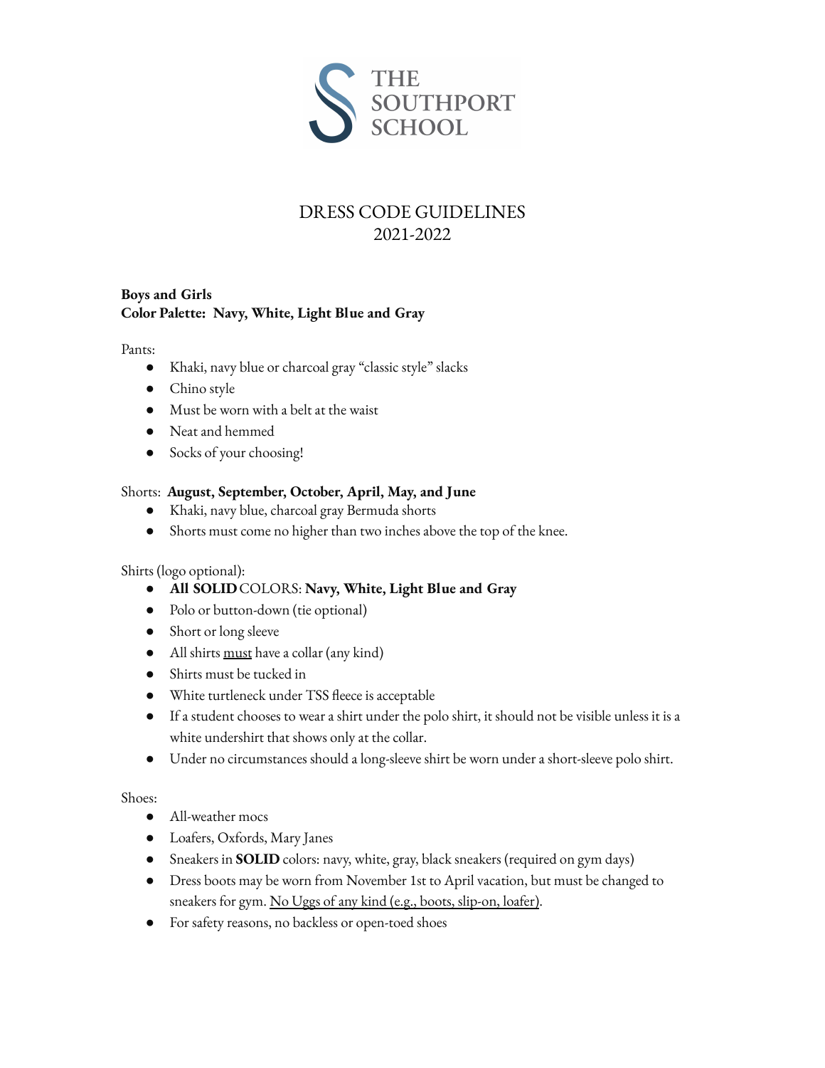THE SOUTHPORT SCHOOL

# DRESS CODE GUIDELINES
# 2021-2022

**Boys and Girls**
**Color Palette: Navy, White, Light Blue and Gray**

Pants:

- Khaki, navy blue or charcoal gray "classic style" slacks
- Chino style
- Must be worn with a belt at the waist
- Neat and hemmed
- Socks of your choosing!

Shorts: **August, September, October, April, May, and June**

- Khaki, navy blue, charcoal gray Bermuda shorts
- Shorts must come no higher than two inches above the top of the knee.

Shirts (logo optional):

- **All SOLID** COLORS: **Navy, White, Light Blue and Gray**
- Polo or button-down (tie optional)
- Short or long sleeve
- All shirts must have a collar (any kind)
- Shirts must be tucked in
- White turtleneck under TSS fleece is acceptable
- If a student chooses to wear a shirt under the polo shirt, it should not be visible unless it is a white undershirt that shows only at the collar.
- Under no circumstances should a long-sleeve shirt be worn under a short-sleeve polo shirt.

Shoes:

- All-weather mocs
- Loafers, Oxfords, Mary Janes
- Sneakers in **SOLID** colors: navy, white, gray, black sneakers (required on gym days)
- Dress boots may be worn from November 1st to April vacation, but must be changed to sneakers for gym. No Uggs of any kind (e.g., boots, slip-on, loafer).
- For safety reasons, no backless or open-toed shoes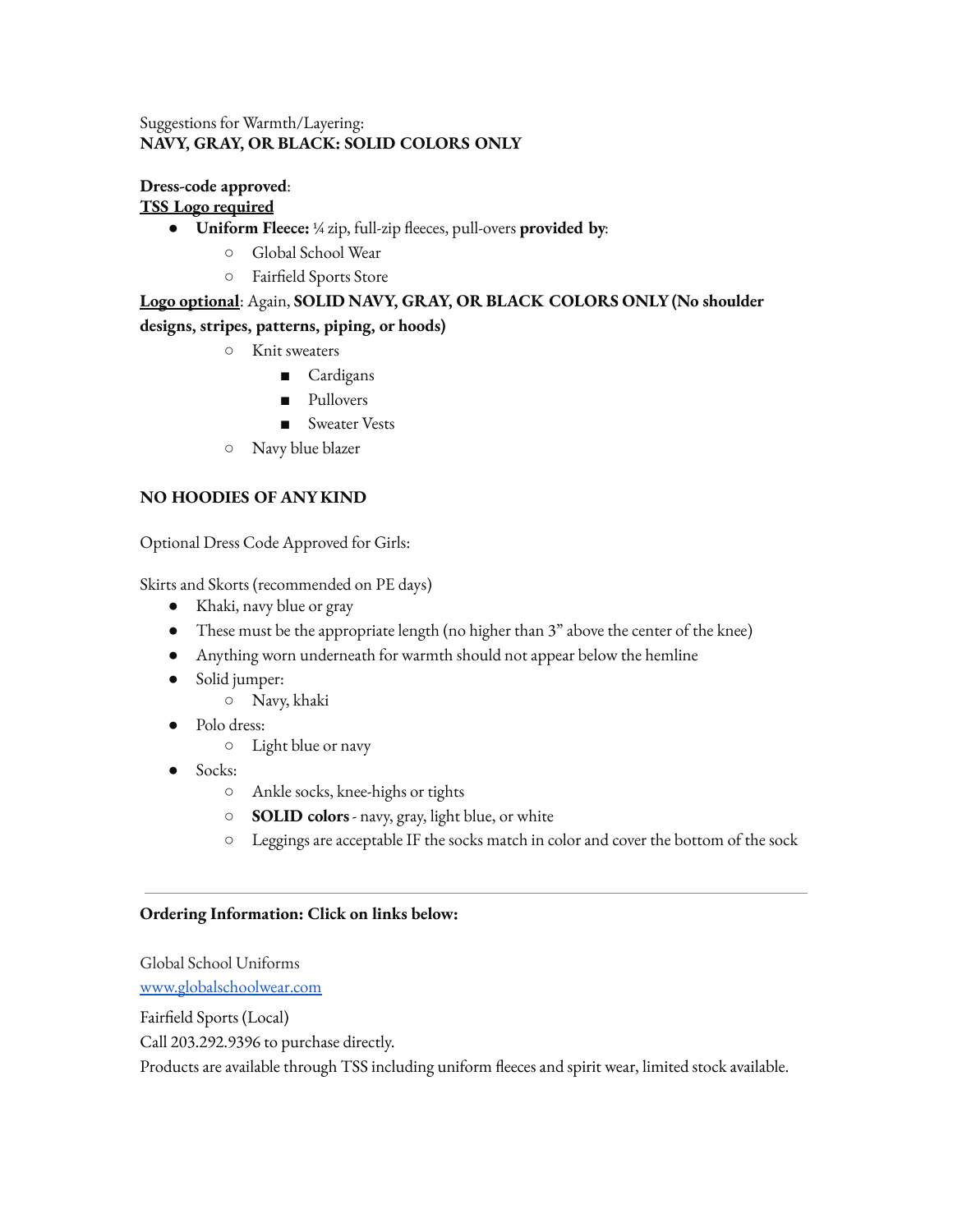Suggestions for Warmth/Layering:
**NAVY, GRAY, OR BLACK: SOLID COLORS ONLY**

**Dress-code approved**:
**<u>TSS Logo required</u>**

- **Uniform Fleece:** ¼ zip, full-zip fleeces, pull-overs **provided by**:
  - Global School Wear
  - Fairfield Sports Store

**<u>Logo optional</u>**: Again, **SOLID NAVY, GRAY, OR BLACK COLORS ONLY (No shoulder designs, stripes, patterns, piping, or hoods)**

  - Knit sweaters
    - Cardigans
    - Pullovers
    - Sweater Vests
  - Navy blue blazer

**NO HOODIES OF ANY KIND**

Optional Dress Code Approved for Girls:

Skirts and Skorts (recommended on PE days)

- Khaki, navy blue or gray
- These must be the appropriate length (no higher than 3" above the center of the knee)
- Anything worn underneath for warmth should not appear below the hemline
- Solid jumper:
  - Navy, khaki
- Polo dress:
  - Light blue or navy
- Socks:
  - Ankle socks, knee-highs or tights
  - **SOLID colors** - navy, gray, light blue, or white
  - Leggings are acceptable IF the socks match in color and cover the bottom of the sock

---

**Ordering Information: Click on links below:**

Global School Uniforms
[www.globalschoolwear.com](http://www.globalschoolwear.com)

Fairfield Sports (Local)
Call 203.292.9396 to purchase directly.
Products are available through TSS including uniform fleeces and spirit wear, limited stock available.